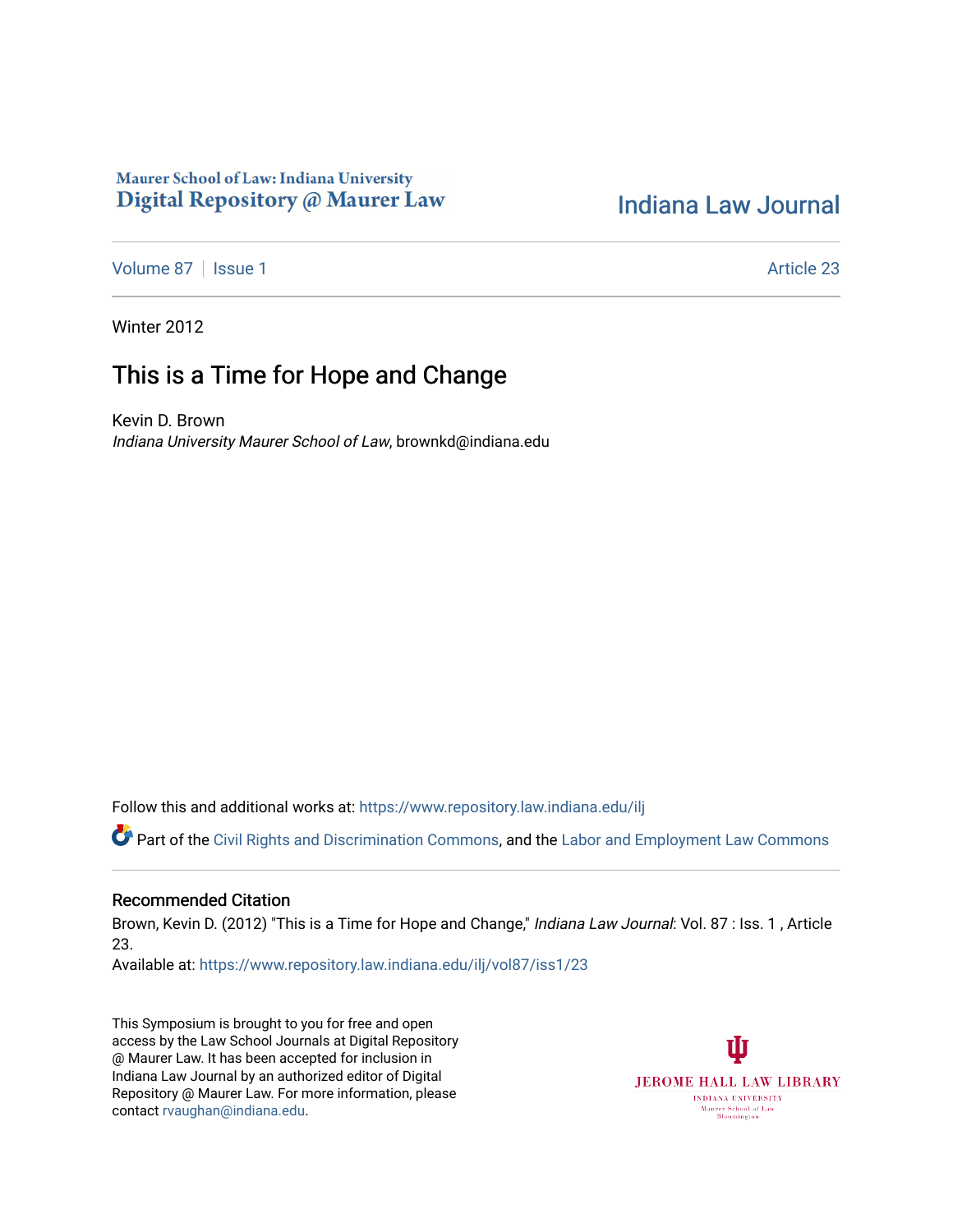Maurer School of Law: Indiana University
Digital Repository @ Maurer Law

Indiana Law Journal

Volume 87 | Issue 1 | Article 23

Winter 2012

# This is a Time for Hope and Change

Kevin D. Brown
*Indiana University Maurer School of Law*, brownkd@indiana.edu

Follow this and additional works at: https://www.repository.law.indiana.edu/ilj

Part of the Civil Rights and Discrimination Commons, and the Labor and Employment Law Commons

## Recommended Citation

Brown, Kevin D. (2012) "This is a Time for Hope and Change," *Indiana Law Journal*: Vol. 87 : Iss. 1 , Article 23.
Available at: https://www.repository.law.indiana.edu/ilj/vol87/iss1/23

This Symposium is brought to you for free and open access by the Law School Journals at Digital Repository @ Maurer Law. It has been accepted for inclusion in Indiana Law Journal by an authorized editor of Digital Repository @ Maurer Law. For more information, please contact rvaughan@indiana.edu.

JEROME HALL LAW LIBRARY
INDIANA UNIVERSITY
Maurer School of Law
Bloomington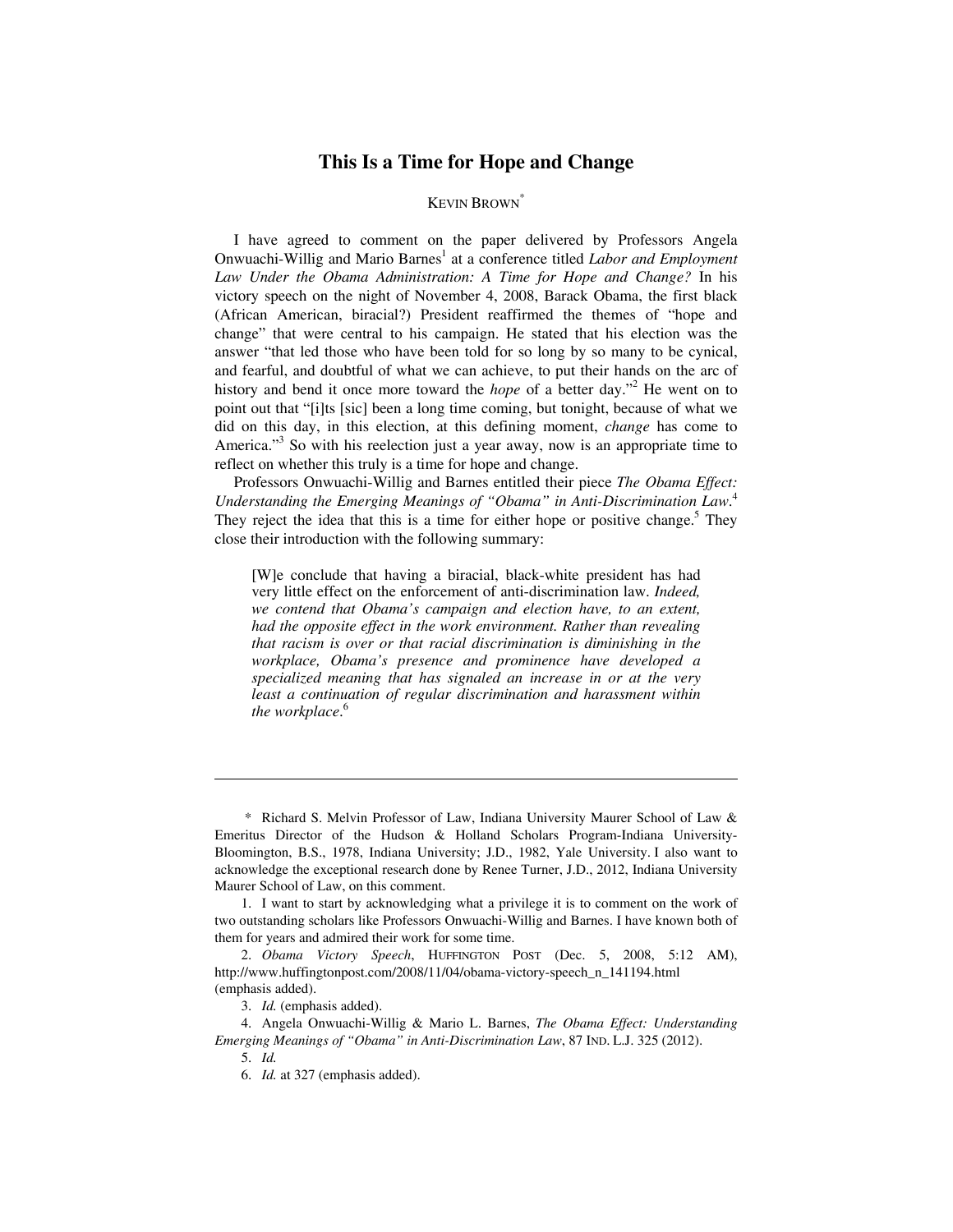# This Is a Time for Hope and Change

KEVIN BROWN*

I have agreed to comment on the paper delivered by Professors Angela Onwuachi-Willig and Mario Barnes[1] at a conference titled *Labor and Employment Law Under the Obama Administration: A Time for Hope and Change?* In his victory speech on the night of November 4, 2008, Barack Obama, the first black (African American, biracial?) President reaffirmed the themes of "hope and change" that were central to his campaign. He stated that his election was the answer "that led those who have been told for so long by so many to be cynical, and fearful, and doubtful of what we can achieve, to put their hands on the arc of history and bend it once more toward the *hope* of a better day."[2] He went on to point out that "[i]ts [sic] been a long time coming, but tonight, because of what we did on this day, in this election, at this defining moment, *change* has come to America."[3] So with his reelection just a year away, now is an appropriate time to reflect on whether this truly is a time for hope and change.

Professors Onwuachi-Willig and Barnes entitled their piece *The Obama Effect: Understanding the Emerging Meanings of "Obama" in Anti-Discrimination Law*.[4] They reject the idea that this is a time for either hope or positive change.[5] They close their introduction with the following summary:

> [W]e conclude that having a biracial, black-white president has had very little effect on the enforcement of anti-discrimination law. *Indeed, we contend that Obama's campaign and election have, to an extent, had the opposite effect in the work environment. Rather than revealing that racism is over or that racial discrimination is diminishing in the workplace, Obama's presence and prominence have developed a specialized meaning that has signaled an increase in or at the very least a continuation of regular discrimination and harassment within the workplace*.[6]

---

\* Richard S. Melvin Professor of Law, Indiana University Maurer School of Law & Emeritus Director of the Hudson & Holland Scholars Program-Indiana University-Bloomington, B.S., 1978, Indiana University; J.D., 1982, Yale University. I also want to acknowledge the exceptional research done by Renee Turner, J.D., 2012, Indiana University Maurer School of Law, on this comment.

1. I want to start by acknowledging what a privilege it is to comment on the work of two outstanding scholars like Professors Onwuachi-Willig and Barnes. I have known both of them for years and admired their work for some time.

2. *Obama Victory Speech*, HUFFINGTON POST (Dec. 5, 2008, 5:12 AM), http://www.huffingtonpost.com/2008/11/04/obama-victory-speech_n_141194.html (emphasis added).

3. *Id.* (emphasis added).

4. Angela Onwuachi-Willig & Mario L. Barnes, *The Obama Effect: Understanding Emerging Meanings of "Obama" in Anti-Discrimination Law*, 87 IND. L.J. 325 (2012).

5. *Id.*

6. *Id.* at 327 (emphasis added).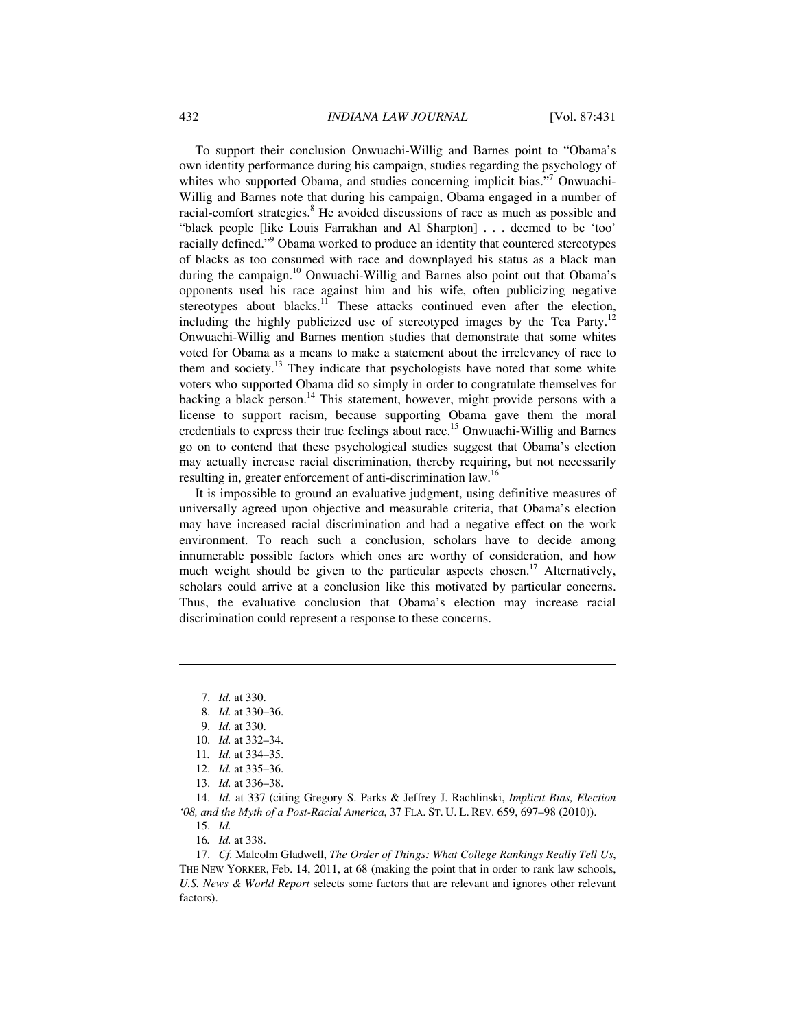To support their conclusion Onwuachi-Willig and Barnes point to "Obama's own identity performance during his campaign, studies regarding the psychology of whites who supported Obama, and studies concerning implicit bias."[7] Onwuachi-Willig and Barnes note that during his campaign, Obama engaged in a number of racial-comfort strategies.[8] He avoided discussions of race as much as possible and "black people [like Louis Farrakhan and Al Sharpton] . . . deemed to be 'too' racially defined."[9] Obama worked to produce an identity that countered stereotypes of blacks as too consumed with race and downplayed his status as a black man during the campaign.[10] Onwuachi-Willig and Barnes also point out that Obama's opponents used his race against him and his wife, often publicizing negative stereotypes about blacks.[11] These attacks continued even after the election, including the highly publicized use of stereotyped images by the Tea Party.[12] Onwuachi-Willig and Barnes mention studies that demonstrate that some whites voted for Obama as a means to make a statement about the irrelevancy of race to them and society.[13] They indicate that psychologists have noted that some white voters who supported Obama did so simply in order to congratulate themselves for backing a black person.[14] This statement, however, might provide persons with a license to support racism, because supporting Obama gave them the moral credentials to express their true feelings about race.[15] Onwuachi-Willig and Barnes go on to contend that these psychological studies suggest that Obama's election may actually increase racial discrimination, thereby requiring, but not necessarily resulting in, greater enforcement of anti-discrimination law.[16]

It is impossible to ground an evaluative judgment, using definitive measures of universally agreed upon objective and measurable criteria, that Obama's election may have increased racial discrimination and had a negative effect on the work environment. To reach such a conclusion, scholars have to decide among innumerable possible factors which ones are worthy of consideration, and how much weight should be given to the particular aspects chosen.[17] Alternatively, scholars could arrive at a conclusion like this motivated by particular concerns. Thus, the evaluative conclusion that Obama's election may increase racial discrimination could represent a response to these concerns.

---

7. *Id.* at 330.
8. *Id.* at 330–36.
9. *Id.* at 330.
10. *Id.* at 332–34.
11. *Id.* at 334–35.
12. *Id.* at 335–36.
13. *Id.* at 336–38.
14. *Id.* at 337 (citing Gregory S. Parks & Jeffrey J. Rachlinski, *Implicit Bias, Election '08, and the Myth of a Post-Racial America*, 37 FLA. ST. U. L. REV. 659, 697–98 (2010)).
15. *Id.*
16. *Id.* at 338.
17. *Cf.* Malcolm Gladwell, *The Order of Things: What College Rankings Really Tell Us*, THE NEW YORKER, Feb. 14, 2011, at 68 (making the point that in order to rank law schools, *U.S. News & World Report* selects some factors that are relevant and ignores other relevant factors).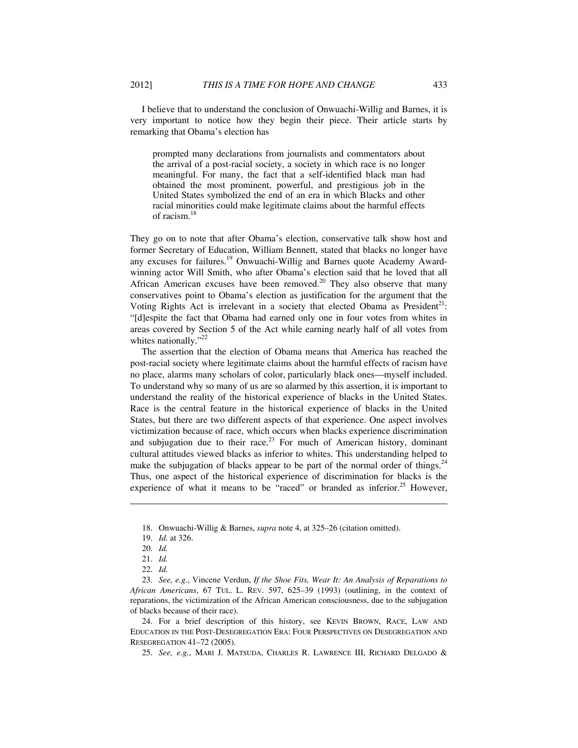I believe that to understand the conclusion of Onwuachi-Willig and Barnes, it is very important to notice how they begin their piece. Their article starts by remarking that Obama's election has

> prompted many declarations from journalists and commentators about the arrival of a post-racial society, a society in which race is no longer meaningful. For many, the fact that a self-identified black man had obtained the most prominent, powerful, and prestigious job in the United States symbolized the end of an era in which Blacks and other racial minorities could make legitimate claims about the harmful effects of racism.[18]

They go on to note that after Obama's election, conservative talk show host and former Secretary of Education, William Bennett, stated that blacks no longer have any excuses for failures.[19] Onwuachi-Willig and Barnes quote Academy Award-winning actor Will Smith, who after Obama's election said that he loved that all African American excuses have been removed.[20] They also observe that many conservatives point to Obama's election as justification for the argument that the Voting Rights Act is irrelevant in a society that elected Obama as President[21]: "[d]espite the fact that Obama had earned only one in four votes from whites in areas covered by Section 5 of the Act while earning nearly half of all votes from whites nationally."[22]

The assertion that the election of Obama means that America has reached the post-racial society where legitimate claims about the harmful effects of racism have no place, alarms many scholars of color, particularly black ones—myself included. To understand why so many of us are so alarmed by this assertion, it is important to understand the reality of the historical experience of blacks in the United States. Race is the central feature in the historical experience of blacks in the United States, but there are two different aspects of that experience. One aspect involves victimization because of race, which occurs when blacks experience discrimination and subjugation due to their race.[23] For much of American history, dominant cultural attitudes viewed blacks as inferior to whites. This understanding helped to make the subjugation of blacks appear to be part of the normal order of things.[24] Thus, one aspect of the historical experience of discrimination for blacks is the experience of what it means to be "raced" or branded as inferior.[25] However,

---

18. Onwuachi-Willig & Barnes, *supra* note 4, at 325–26 (citation omitted).

19. *Id.* at 326.

20. *Id.*

21. *Id.*

22. *Id.*

23. *See, e.g.*, Vincene Verdun, *If the Shoe Fits, Wear It: An Analysis of Reparations to African Americans*, 67 TUL. L. REV. 597, 625–39 (1993) (outlining, in the context of reparations, the victimization of the African American consciousness, due to the subjugation of blacks because of their race).

24. For a brief description of this history, see KEVIN BROWN, RACE, LAW AND EDUCATION IN THE POST-DESEGREGATION ERA: FOUR PERSPECTIVES ON DESEGREGATION AND RESEGREGATION 41–72 (2005).

25. *See, e.g.*, MARI J. MATSUDA, CHARLES R. LAWRENCE III, RICHARD DELGADO &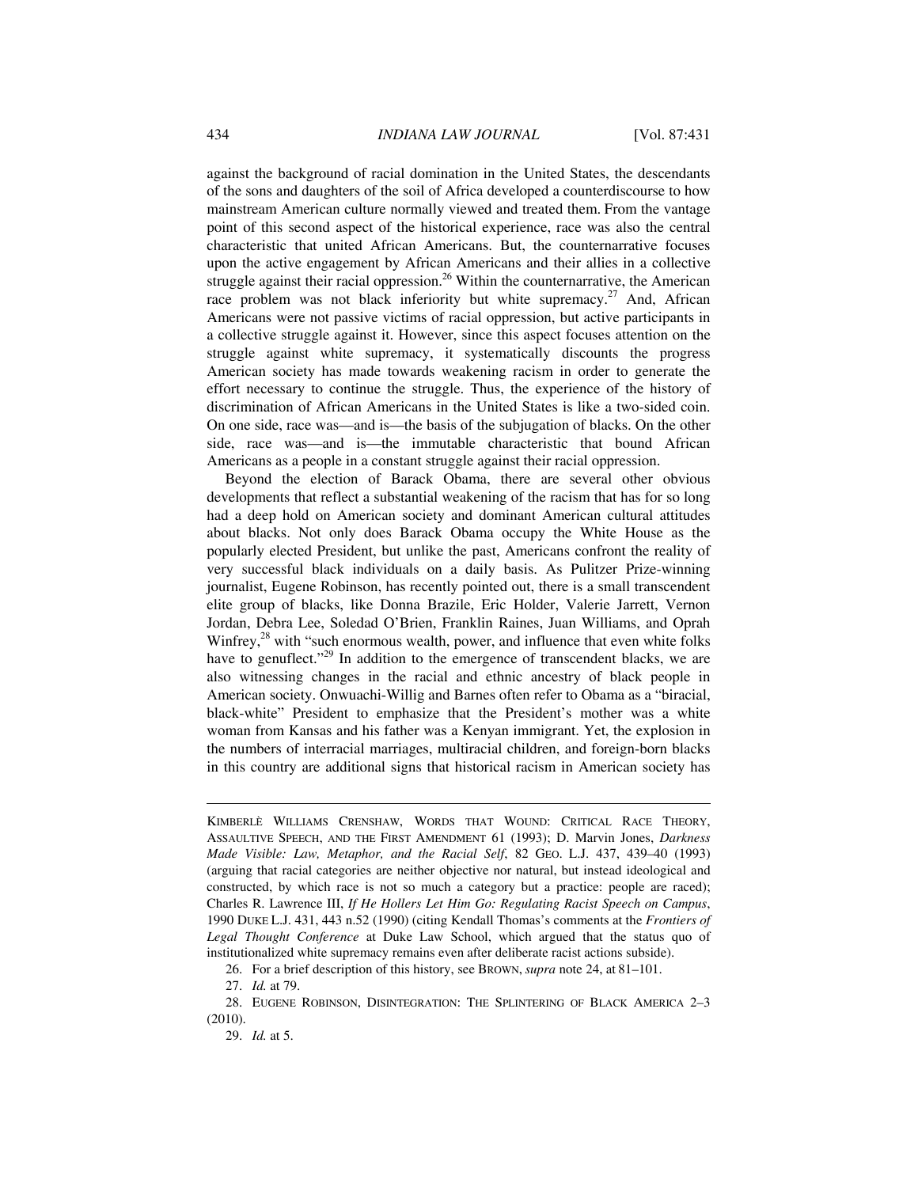against the background of racial domination in the United States, the descendants of the sons and daughters of the soil of Africa developed a counterdiscourse to how mainstream American culture normally viewed and treated them. From the vantage point of this second aspect of the historical experience, race was also the central characteristic that united African Americans. But, the counternarrative focuses upon the active engagement by African Americans and their allies in a collective struggle against their racial oppression.[26] Within the counternarrative, the American race problem was not black inferiority but white supremacy.[27] And, African Americans were not passive victims of racial oppression, but active participants in a collective struggle against it. However, since this aspect focuses attention on the struggle against white supremacy, it systematically discounts the progress American society has made towards weakening racism in order to generate the effort necessary to continue the struggle. Thus, the experience of the history of discrimination of African Americans in the United States is like a two-sided coin. On one side, race was—and is—the basis of the subjugation of blacks. On the other side, race was—and is—the immutable characteristic that bound African Americans as a people in a constant struggle against their racial oppression.

Beyond the election of Barack Obama, there are several other obvious developments that reflect a substantial weakening of the racism that has for so long had a deep hold on American society and dominant American cultural attitudes about blacks. Not only does Barack Obama occupy the White House as the popularly elected President, but unlike the past, Americans confront the reality of very successful black individuals on a daily basis. As Pulitzer Prize-winning journalist, Eugene Robinson, has recently pointed out, there is a small transcendent elite group of blacks, like Donna Brazile, Eric Holder, Valerie Jarrett, Vernon Jordan, Debra Lee, Soledad O'Brien, Franklin Raines, Juan Williams, and Oprah Winfrey,[28] with "such enormous wealth, power, and influence that even white folks have to genuflect."[29] In addition to the emergence of transcendent blacks, we are also witnessing changes in the racial and ethnic ancestry of black people in American society. Onwuachi-Willig and Barnes often refer to Obama as a "biracial, black-white" President to emphasize that the President's mother was a white woman from Kansas and his father was a Kenyan immigrant. Yet, the explosion in the numbers of interracial marriages, multiracial children, and foreign-born blacks in this country are additional signs that historical racism in American society has

---

KIMBERLÈ WILLIAMS CRENSHAW, WORDS THAT WOUND: CRITICAL RACE THEORY, ASSAULTIVE SPEECH, AND THE FIRST AMENDMENT 61 (1993); D. Marvin Jones, *Darkness Made Visible: Law, Metaphor, and the Racial Self*, 82 GEO. L.J. 437, 439–40 (1993) (arguing that racial categories are neither objective nor natural, but instead ideological and constructed, by which race is not so much a category but a practice: people are raced); Charles R. Lawrence III, *If He Hollers Let Him Go: Regulating Racist Speech on Campus*, 1990 DUKE L.J. 431, 443 n.52 (1990) (citing Kendall Thomas's comments at the *Frontiers of Legal Thought Conference* at Duke Law School, which argued that the status quo of institutionalized white supremacy remains even after deliberate racist actions subside).

26. For a brief description of this history, see BROWN, *supra* note 24, at 81–101.

27. *Id.* at 79.

28. EUGENE ROBINSON, DISINTEGRATION: THE SPLINTERING OF BLACK AMERICA 2–3 (2010).

29. *Id.* at 5.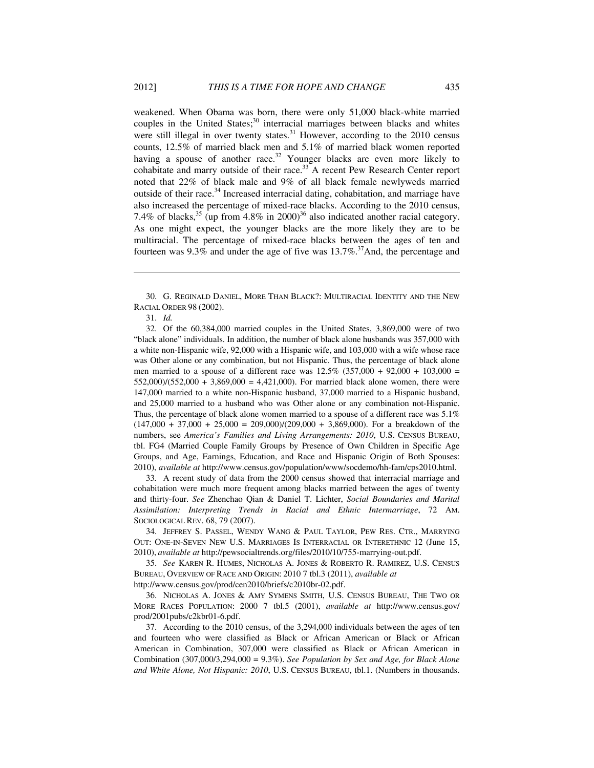weakened. When Obama was born, there were only 51,000 black-white married couples in the United States;[30] interracial marriages between blacks and whites were still illegal in over twenty states.[31] However, according to the 2010 census counts, 12.5% of married black men and 5.1% of married black women reported having a spouse of another race.[32] Younger blacks are even more likely to cohabitate and marry outside of their race.[33] A recent Pew Research Center report noted that 22% of black male and 9% of all black female newlyweds married outside of their race.[34] Increased interracial dating, cohabitation, and marriage have also increased the percentage of mixed-race blacks. According to the 2010 census, 7.4% of blacks,[35] (up from 4.8% in 2000)[36] also indicated another racial category. As one might expect, the younger blacks are the more likely they are to be multiracial. The percentage of mixed-race blacks between the ages of ten and fourteen was 9.3% and under the age of five was 13.7%.[37]And, the percentage and

---

30. G. REGINALD DANIEL, MORE THAN BLACK?: MULTIRACIAL IDENTITY AND THE NEW RACIAL ORDER 98 (2002).

31. *Id.*

32. Of the 60,384,000 married couples in the United States, 3,869,000 were of two "black alone" individuals. In addition, the number of black alone husbands was 357,000 with a white non-Hispanic wife, 92,000 with a Hispanic wife, and 103,000 with a wife whose race was Other alone or any combination, but not Hispanic. Thus, the percentage of black alone men married to a spouse of a different race was 12.5% (357,000 + 92,000 + 103,000 = 552,000)/(552,000 + 3,869,000 = 4,421,000). For married black alone women, there were 147,000 married to a white non-Hispanic husband, 37,000 married to a Hispanic husband, and 25,000 married to a husband who was Other alone or any combination not-Hispanic. Thus, the percentage of black alone women married to a spouse of a different race was 5.1% (147,000 + 37,000 + 25,000 = 209,000)/(209,000 + 3,869,000). For a breakdown of the numbers, see *America's Families and Living Arrangements: 2010*, U.S. CENSUS BUREAU, tbl. FG4 (Married Couple Family Groups by Presence of Own Children in Specific Age Groups, and Age, Earnings, Education, and Race and Hispanic Origin of Both Spouses: 2010), *available at* http://www.census.gov/population/www/socdemo/hh-fam/cps2010.html.

33. A recent study of data from the 2000 census showed that interracial marriage and cohabitation were much more frequent among blacks married between the ages of twenty and thirty-four. *See* Zhenchao Qian & Daniel T. Lichter, *Social Boundaries and Marital Assimilation: Interpreting Trends in Racial and Ethnic Intermarriage*, 72 AM. SOCIOLOGICAL REV. 68, 79 (2007).

34. JEFFREY S. PASSEL, WENDY WANG & PAUL TAYLOR, PEW RES. CTR., MARRYING OUT: ONE-IN-SEVEN NEW U.S. MARRIAGES IS INTERRACIAL OR INTERETHNIC 12 (June 15, 2010), *available at* http://pewsocialtrends.org/files/2010/10/755-marrying-out.pdf.

35. *See* KAREN R. HUMES, NICHOLAS A. JONES & ROBERTO R. RAMIREZ, U.S. CENSUS BUREAU, OVERVIEW OF RACE AND ORIGIN: 2010 7 tbl.3 (2011), *available at* http://www.census.gov/prod/cen2010/briefs/c2010br-02.pdf.

36. NICHOLAS A. JONES & AMY SYMENS SMITH, U.S. CENSUS BUREAU, THE TWO OR MORE RACES POPULATION: 2000 7 tbl.5 (2001), *available at* http://www.census.gov/prod/2001pubs/c2kbr01-6.pdf.

37. According to the 2010 census, of the 3,294,000 individuals between the ages of ten and fourteen who were classified as Black or African American or Black or African American in Combination, 307,000 were classified as Black or African American in Combination (307,000/3,294,000 = 9.3%). *See Population by Sex and Age, for Black Alone and White Alone, Not Hispanic: 2010*, U.S. CENSUS BUREAU, tbl.1. (Numbers in thousands.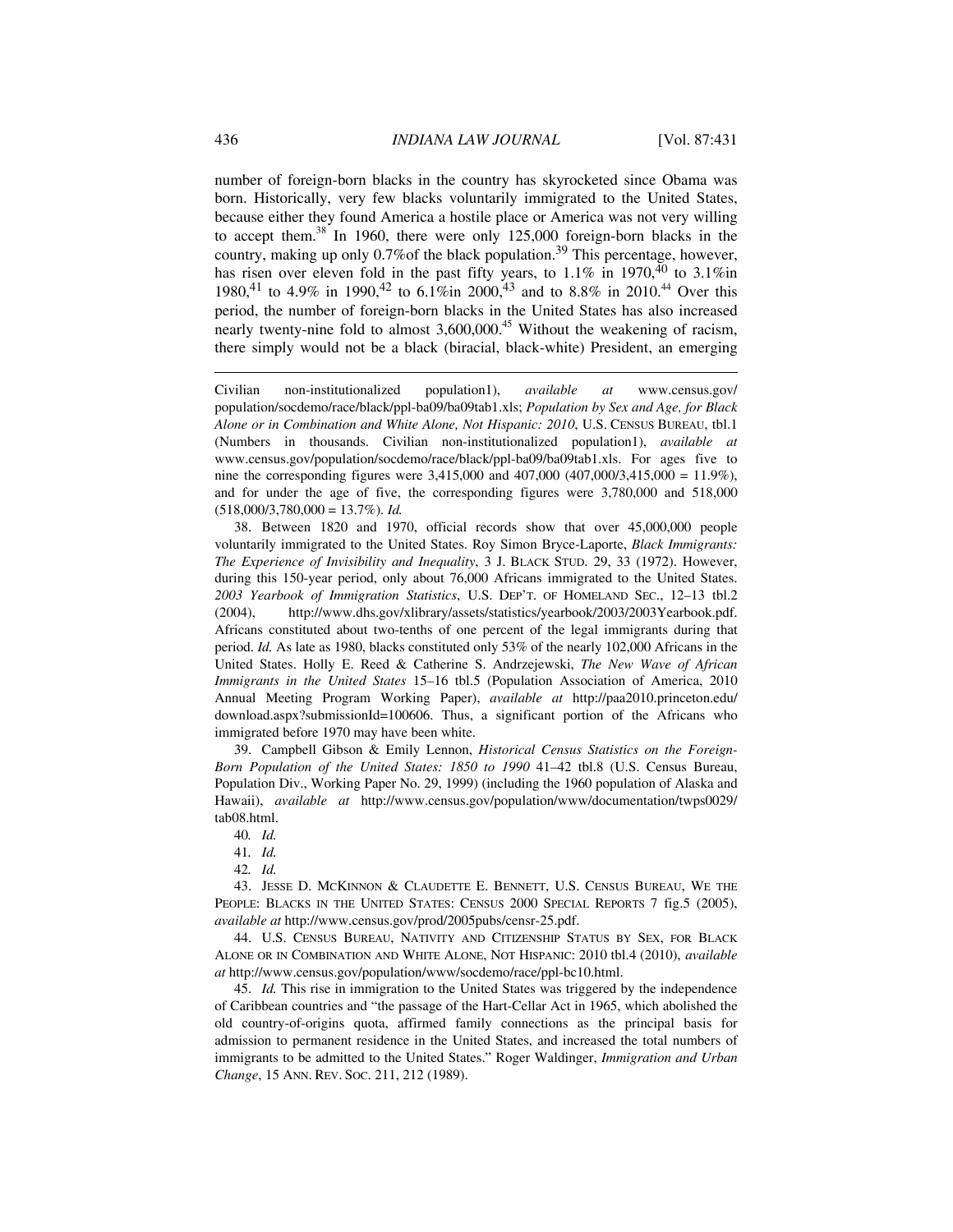number of foreign-born blacks in the country has skyrocketed since Obama was born. Historically, very few blacks voluntarily immigrated to the United States, because either they found America a hostile place or America was not very willing to accept them.[38] In 1960, there were only 125,000 foreign-born blacks in the country, making up only 0.7%of the black population.[39] This percentage, however, has risen over eleven fold in the past fifty years, to 1.1% in 1970,[40] to 3.1%in 1980,[41] to 4.9% in 1990,[42] to 6.1%in 2000,[43] and to 8.8% in 2010.[44] Over this period, the number of foreign-born blacks in the United States has also increased nearly twenty-nine fold to almost 3,600,000.[45] Without the weakening of racism, there simply would not be a black (biracial, black-white) President, an emerging

---

Civilian non-institutionalized population1), *available at* www.census.gov/population/socdemo/race/black/ppl-ba09/ba09tab1.xls; *Population by Sex and Age, for Black Alone or in Combination and White Alone, Not Hispanic: 2010*, U.S. CENSUS BUREAU, tbl.1 (Numbers in thousands. Civilian non-institutionalized population1), *available at* www.census.gov/population/socdemo/race/black/ppl-ba09/ba09tab1.xls. For ages five to nine the corresponding figures were 3,415,000 and 407,000 (407,000/3,415,000 = 11.9%), and for under the age of five, the corresponding figures were 3,780,000 and 518,000 (518,000/3,780,000 = 13.7%). *Id.*

38. Between 1820 and 1970, official records show that over 45,000,000 people voluntarily immigrated to the United States. Roy Simon Bryce-Laporte, *Black Immigrants: The Experience of Invisibility and Inequality*, 3 J. BLACK STUD. 29, 33 (1972). However, during this 150-year period, only about 76,000 Africans immigrated to the United States. *2003 Yearbook of Immigration Statistics*, U.S. DEP'T. OF HOMELAND SEC., 12–13 tbl.2 (2004), http://www.dhs.gov/xlibrary/assets/statistics/yearbook/2003/2003Yearbook.pdf. Africans constituted about two-tenths of one percent of the legal immigrants during that period. *Id.* As late as 1980, blacks constituted only 53% of the nearly 102,000 Africans in the United States. Holly E. Reed & Catherine S. Andrzejewski, *The New Wave of African Immigrants in the United States* 15–16 tbl.5 (Population Association of America, 2010 Annual Meeting Program Working Paper), *available at* http://paa2010.princeton.edu/download.aspx?submissionId=100606. Thus, a significant portion of the Africans who immigrated before 1970 may have been white.

39. Campbell Gibson & Emily Lennon, *Historical Census Statistics on the Foreign-Born Population of the United States: 1850 to 1990* 41–42 tbl.8 (U.S. Census Bureau, Population Div., Working Paper No. 29, 1999) (including the 1960 population of Alaska and Hawaii), *available at* http://www.census.gov/population/www/documentation/twps0029/tab08.html.

40. *Id.*

41. *Id.*

42. *Id.*

43. JESSE D. MCKINNON & CLAUDETTE E. BENNETT, U.S. CENSUS BUREAU, WE THE PEOPLE: BLACKS IN THE UNITED STATES: CENSUS 2000 SPECIAL REPORTS 7 fig.5 (2005), *available at* http://www.census.gov/prod/2005pubs/censr-25.pdf.

44. U.S. CENSUS BUREAU, NATIVITY AND CITIZENSHIP STATUS BY SEX, FOR BLACK ALONE OR IN COMBINATION AND WHITE ALONE, NOT HISPANIC: 2010 tbl.4 (2010), *available at* http://www.census.gov/population/www/socdemo/race/ppl-bc10.html.

45. *Id.* This rise in immigration to the United States was triggered by the independence of Caribbean countries and "the passage of the Hart-Cellar Act in 1965, which abolished the old country-of-origins quota, affirmed family connections as the principal basis for admission to permanent residence in the United States, and increased the total numbers of immigrants to be admitted to the United States." Roger Waldinger, *Immigration and Urban Change*, 15 ANN. REV. SOC. 211, 212 (1989).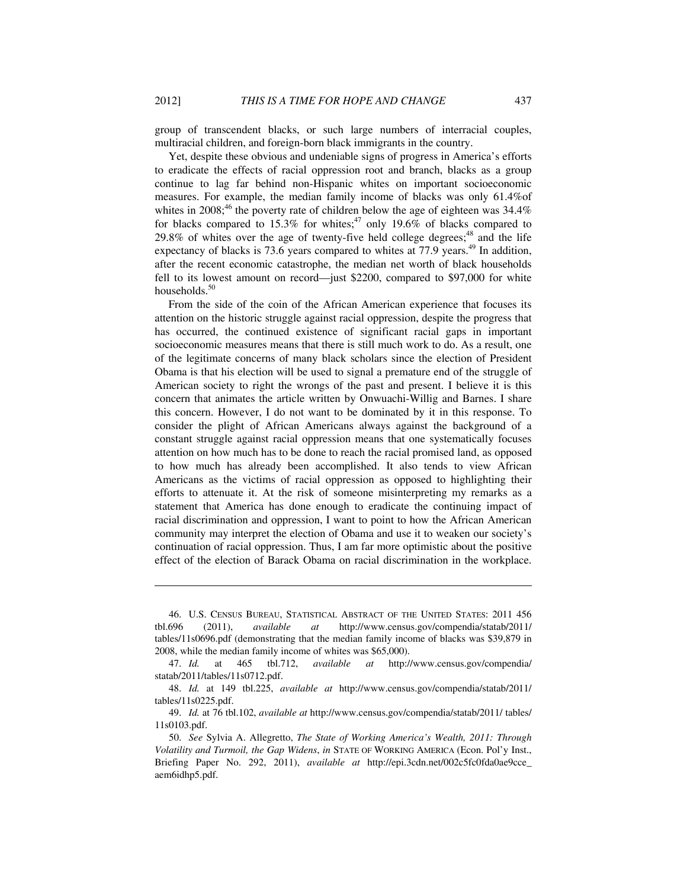group of transcendent blacks, or such large numbers of interracial couples, multiracial children, and foreign-born black immigrants in the country.

Yet, despite these obvious and undeniable signs of progress in America's efforts to eradicate the effects of racial oppression root and branch, blacks as a group continue to lag far behind non-Hispanic whites on important socioeconomic measures. For example, the median family income of blacks was only 61.4%of whites in 2008;[46] the poverty rate of children below the age of eighteen was 34.4% for blacks compared to 15.3% for whites;[47] only 19.6% of blacks compared to 29.8% of whites over the age of twenty-five held college degrees;[48] and the life expectancy of blacks is 73.6 years compared to whites at 77.9 years.[49] In addition, after the recent economic catastrophe, the median net worth of black households fell to its lowest amount on record—just $2200, compared to $97,000 for white households.[50]

From the side of the coin of the African American experience that focuses its attention on the historic struggle against racial oppression, despite the progress that has occurred, the continued existence of significant racial gaps in important socioeconomic measures means that there is still much work to do. As a result, one of the legitimate concerns of many black scholars since the election of President Obama is that his election will be used to signal a premature end of the struggle of American society to right the wrongs of the past and present. I believe it is this concern that animates the article written by Onwuachi-Willig and Barnes. I share this concern. However, I do not want to be dominated by it in this response. To consider the plight of African Americans always against the background of a constant struggle against racial oppression means that one systematically focuses attention on how much has to be done to reach the racial promised land, as opposed to how much has already been accomplished. It also tends to view African Americans as the victims of racial oppression as opposed to highlighting their efforts to attenuate it. At the risk of someone misinterpreting my remarks as a statement that America has done enough to eradicate the continuing impact of racial discrimination and oppression, I want to point to how the African American community may interpret the election of Obama and use it to weaken our society's continuation of racial oppression. Thus, I am far more optimistic about the positive effect of the election of Barack Obama on racial discrimination in the workplace.

---

46. U.S. CENSUS BUREAU, STATISTICAL ABSTRACT OF THE UNITED STATES: 2011 456 tbl.696 (2011), *available at* http://www.census.gov/compendia/statab/2011/tables/11s0696.pdf (demonstrating that the median family income of blacks was $39,879 in 2008, while the median family income of whites was $65,000).

47. *Id.* at 465 tbl.712, *available at* http://www.census.gov/compendia/statab/2011/tables/11s0712.pdf.

48. *Id.* at 149 tbl.225, *available at* http://www.census.gov/compendia/statab/2011/tables/11s0225.pdf.

49. *Id.* at 76 tbl.102, *available at* http://www.census.gov/compendia/statab/2011/ tables/11s0103.pdf.

50. *See* Sylvia A. Allegretto, *The State of Working America's Wealth, 2011: Through Volatility and Turmoil, the Gap Widens*, *in* STATE OF WORKING AMERICA (Econ. Pol'y Inst., Briefing Paper No. 292, 2011), *available at* http://epi.3cdn.net/002c5fc0fda0ae9cce_aem6idhp5.pdf.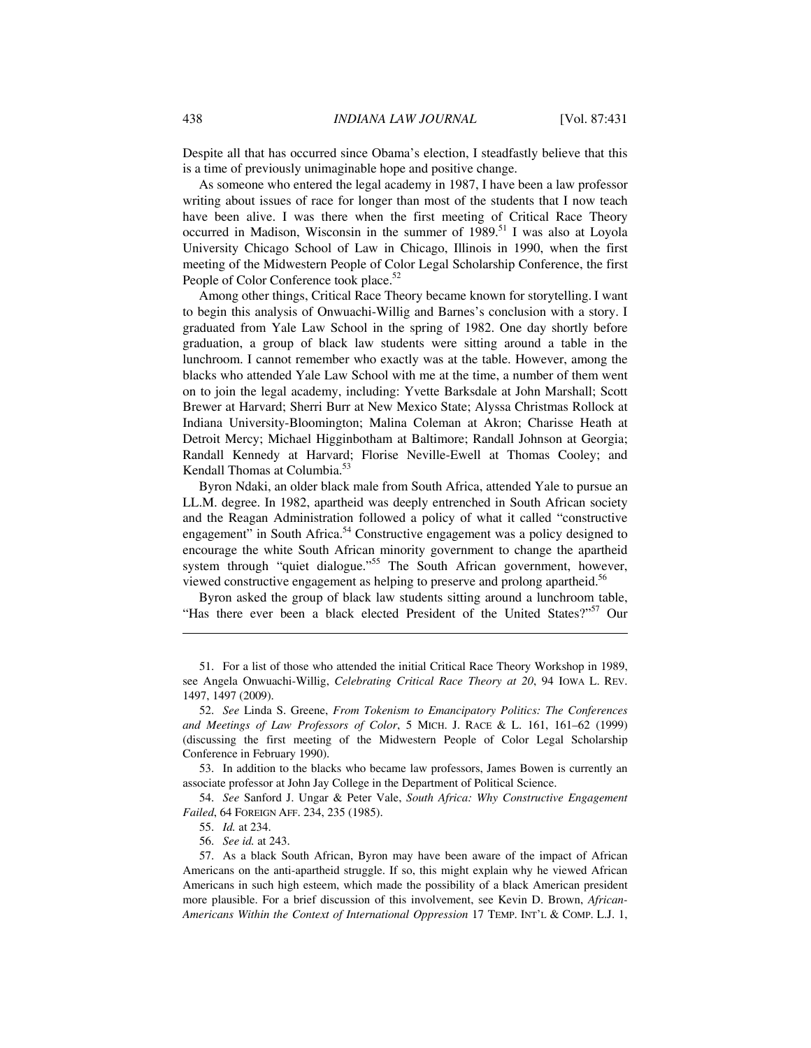Despite all that has occurred since Obama's election, I steadfastly believe that this is a time of previously unimaginable hope and positive change.

As someone who entered the legal academy in 1987, I have been a law professor writing about issues of race for longer than most of the students that I now teach have been alive. I was there when the first meeting of Critical Race Theory occurred in Madison, Wisconsin in the summer of 1989.[51] I was also at Loyola University Chicago School of Law in Chicago, Illinois in 1990, when the first meeting of the Midwestern People of Color Legal Scholarship Conference, the first People of Color Conference took place.[52]

Among other things, Critical Race Theory became known for storytelling. I want to begin this analysis of Onwuachi-Willig and Barnes's conclusion with a story. I graduated from Yale Law School in the spring of 1982. One day shortly before graduation, a group of black law students were sitting around a table in the lunchroom. I cannot remember who exactly was at the table. However, among the blacks who attended Yale Law School with me at the time, a number of them went on to join the legal academy, including: Yvette Barksdale at John Marshall; Scott Brewer at Harvard; Sherri Burr at New Mexico State; Alyssa Christmas Rollock at Indiana University-Bloomington; Malina Coleman at Akron; Charisse Heath at Detroit Mercy; Michael Higginbotham at Baltimore; Randall Johnson at Georgia; Randall Kennedy at Harvard; Florise Neville-Ewell at Thomas Cooley; and Kendall Thomas at Columbia.[53]

Byron Ndaki, an older black male from South Africa, attended Yale to pursue an LL.M. degree. In 1982, apartheid was deeply entrenched in South African society and the Reagan Administration followed a policy of what it called "constructive engagement" in South Africa.[54] Constructive engagement was a policy designed to encourage the white South African minority government to change the apartheid system through "quiet dialogue."[55] The South African government, however, viewed constructive engagement as helping to preserve and prolong apartheid.[56]

Byron asked the group of black law students sitting around a lunchroom table, "Has there ever been a black elected President of the United States?"[57] Our

---

51. For a list of those who attended the initial Critical Race Theory Workshop in 1989, see Angela Onwuachi-Willig, *Celebrating Critical Race Theory at 20*, 94 IOWA L. REV. 1497, 1497 (2009).

52. *See* Linda S. Greene, *From Tokenism to Emancipatory Politics: The Conferences and Meetings of Law Professors of Color*, 5 MICH. J. RACE & L. 161, 161–62 (1999) (discussing the first meeting of the Midwestern People of Color Legal Scholarship Conference in February 1990).

53. In addition to the blacks who became law professors, James Bowen is currently an associate professor at John Jay College in the Department of Political Science.

54. *See* Sanford J. Ungar & Peter Vale, *South Africa: Why Constructive Engagement Failed*, 64 FOREIGN AFF. 234, 235 (1985).

55. *Id.* at 234.

56. *See id.* at 243.

57. As a black South African, Byron may have been aware of the impact of African Americans on the anti-apartheid struggle. If so, this might explain why he viewed African Americans in such high esteem, which made the possibility of a black American president more plausible. For a brief discussion of this involvement, see Kevin D. Brown, *African-Americans Within the Context of International Oppression* 17 TEMP. INT'L & COMP. L.J. 1,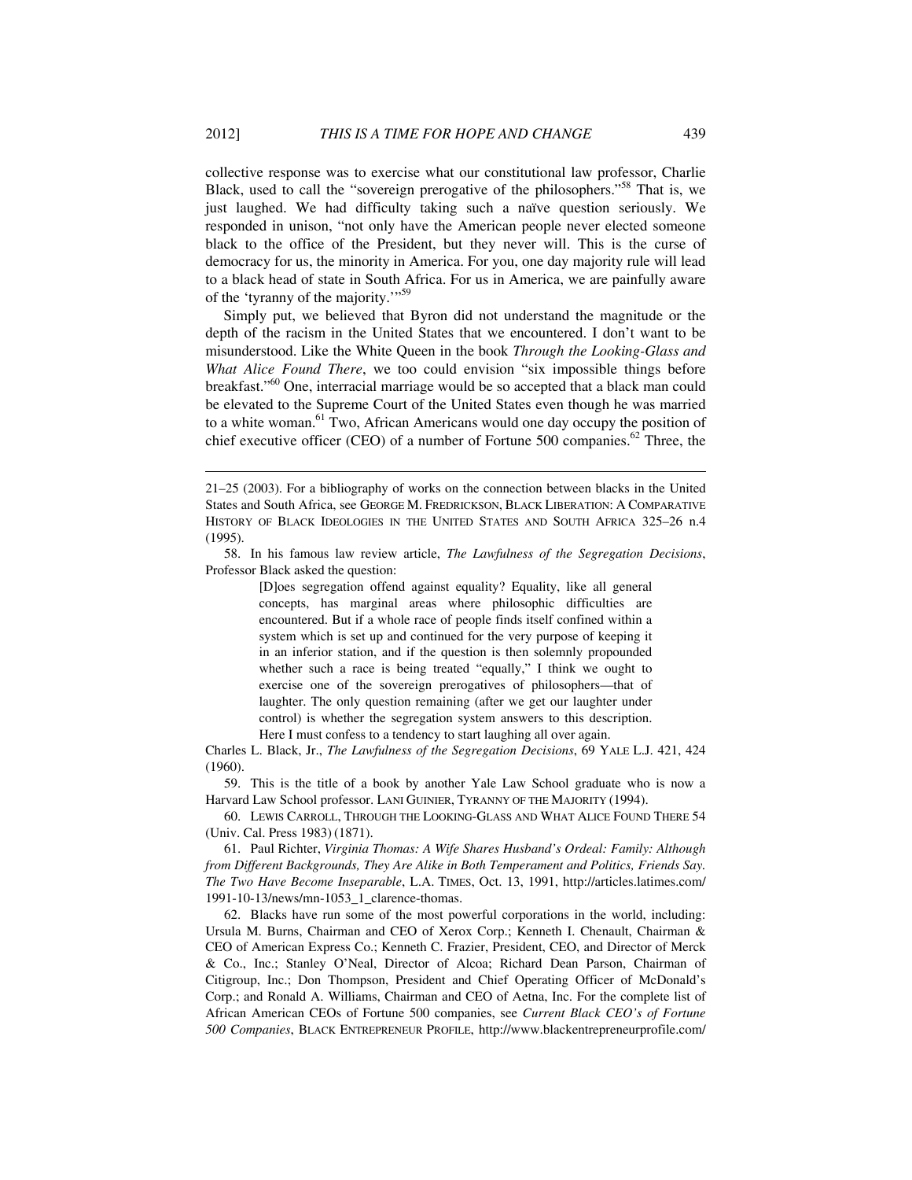collective response was to exercise what our constitutional law professor, Charlie Black, used to call the "sovereign prerogative of the philosophers."[58] That is, we just laughed. We had difficulty taking such a naïve question seriously. We responded in unison, "not only have the American people never elected someone black to the office of the President, but they never will. This is the curse of democracy for us, the minority in America. For you, one day majority rule will lead to a black head of state in South Africa. For us in America, we are painfully aware of the 'tyranny of the majority.'"[59]

Simply put, we believed that Byron did not understand the magnitude or the depth of the racism in the United States that we encountered. I don't want to be misunderstood. Like the White Queen in the book *Through the Looking-Glass and What Alice Found There*, we too could envision "six impossible things before breakfast."[60] One, interracial marriage would be so accepted that a black man could be elevated to the Supreme Court of the United States even though he was married to a white woman.[61] Two, African Americans would one day occupy the position of chief executive officer (CEO) of a number of Fortune 500 companies.[62] Three, the

---

21–25 (2003). For a bibliography of works on the connection between blacks in the United States and South Africa, see GEORGE M. FREDRICKSON, BLACK LIBERATION: A COMPARATIVE HISTORY OF BLACK IDEOLOGIES IN THE UNITED STATES AND SOUTH AFRICA 325–26 n.4 (1995).

58. In his famous law review article, *The Lawfulness of the Segregation Decisions*, Professor Black asked the question:

> [D]oes segregation offend against equality? Equality, like all general concepts, has marginal areas where philosophic difficulties are encountered. But if a whole race of people finds itself confined within a system which is set up and continued for the very purpose of keeping it in an inferior station, and if the question is then solemnly propounded whether such a race is being treated "equally," I think we ought to exercise one of the sovereign prerogatives of philosophers—that of laughter. The only question remaining (after we get our laughter under control) is whether the segregation system answers to this description. Here I must confess to a tendency to start laughing all over again.

Charles L. Black, Jr., *The Lawfulness of the Segregation Decisions*, 69 YALE L.J. 421, 424 (1960).

59. This is the title of a book by another Yale Law School graduate who is now a Harvard Law School professor. LANI GUINIER, TYRANNY OF THE MAJORITY (1994).

60. LEWIS CARROLL, THROUGH THE LOOKING-GLASS AND WHAT ALICE FOUND THERE 54 (Univ. Cal. Press 1983) (1871).

61. Paul Richter, *Virginia Thomas: A Wife Shares Husband's Ordeal: Family: Although from Different Backgrounds, They Are Alike in Both Temperament and Politics, Friends Say. The Two Have Become Inseparable*, L.A. TIMES, Oct. 13, 1991, http://articles.latimes.com/1991-10-13/news/mn-1053_1_clarence-thomas.

62. Blacks have run some of the most powerful corporations in the world, including: Ursula M. Burns, Chairman and CEO of Xerox Corp.; Kenneth I. Chenault, Chairman & CEO of American Express Co.; Kenneth C. Frazier, President, CEO, and Director of Merck & Co., Inc.; Stanley O'Neal, Director of Alcoa; Richard Dean Parson, Chairman of Citigroup, Inc.; Don Thompson, President and Chief Operating Officer of McDonald's Corp.; and Ronald A. Williams, Chairman and CEO of Aetna, Inc. For the complete list of African American CEOs of Fortune 500 companies, see *Current Black CEO's of Fortune 500 Companies*, BLACK ENTREPRENEUR PROFILE, http://www.blackentrepreneurprofile.com/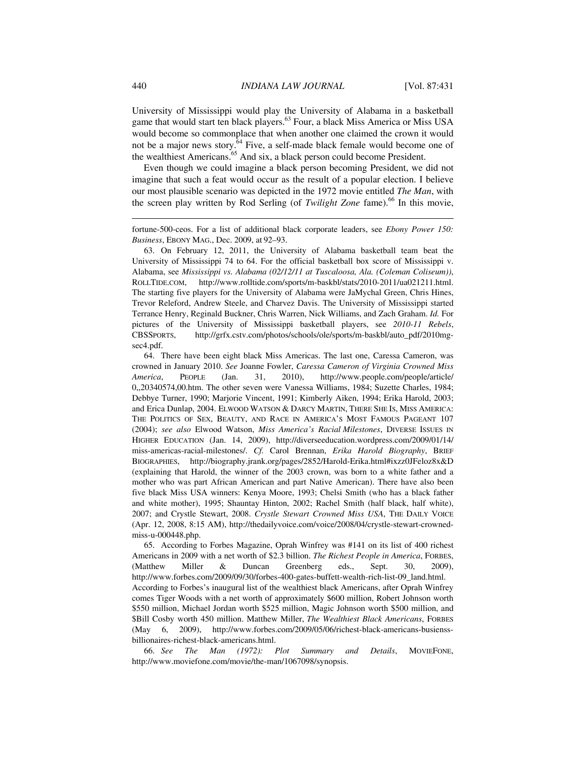University of Mississippi would play the University of Alabama in a basketball game that would start ten black players.[63] Four, a black Miss America or Miss USA would become so commonplace that when another one claimed the crown it would not be a major news story.[64] Five, a self-made black female would become one of the wealthiest Americans.[65] And six, a black person could become President.

Even though we could imagine a black person becoming President, we did not imagine that such a feat would occur as the result of a popular election. I believe our most plausible scenario was depicted in the 1972 movie entitled *The Man*, with the screen play written by Rod Serling (of *Twilight Zone* fame).[66] In this movie,

---

fortune-500-ceos. For a list of additional black corporate leaders, see *Ebony Power 150: Business*, EBONY MAG., Dec. 2009, at 92–93.

63. On February 12, 2011, the University of Alabama basketball team beat the University of Mississippi 74 to 64. For the official basketball box score of Mississippi v. Alabama, see *Mississippi vs. Alabama (02/12/11 at Tuscaloosa, Ala. (Coleman Coliseum))*, ROLLTIDE.COM, http://www.rolltide.com/sports/m-baskbl/stats/2010-2011/ua021211.html. The starting five players for the University of Alabama were JaMychal Green, Chris Hines, Trevor Releford, Andrew Steele, and Charvez Davis. The University of Mississippi started Terrance Henry, Reginald Buckner, Chris Warren, Nick Williams, and Zach Graham. *Id.* For pictures of the University of Mississippi basketball players, see *2010-11 Rebels*, CBSSPORTS, http://grfx.cstv.com/photos/schools/ole/sports/m-baskbl/auto_pdf/2010mg-sec4.pdf.

64. There have been eight black Miss Americas. The last one, Caressa Cameron, was crowned in January 2010. *See* Joanne Fowler, *Caressa Cameron of Virginia Crowned Miss America*, PEOPLE (Jan. 31, 2010), http://www.people.com/people/article/0,,20340574,00.htm. The other seven were Vanessa Williams, 1984; Suzette Charles, 1984; Debbye Turner, 1990; Marjorie Vincent, 1991; Kimberly Aiken, 1994; Erika Harold, 2003; and Erica Dunlap, 2004. ELWOOD WATSON & DARCY MARTIN, THERE SHE IS, MISS AMERICA: THE POLITICS OF SEX, BEAUTY, AND RACE IN AMERICA'S MOST FAMOUS PAGEANT 107 (2004); *see also* Elwood Watson, *Miss America's Racial Milestones*, DIVERSE ISSUES IN HIGHER EDUCATION (Jan. 14, 2009), http://diverseeducation.wordpress.com/2009/01/14/miss-americas-racial-milestones/. *Cf.* Carol Brennan, *Erika Harold Biography*, BRIEF BIOGRAPHIES, http://biography.jrank.org/pages/2852/Harold-Erika.html#ixzz0JFeloz8x&D (explaining that Harold, the winner of the 2003 crown, was born to a white father and a mother who was part African American and part Native American). There have also been five black Miss USA winners: Kenya Moore, 1993; Chelsi Smith (who has a black father and white mother), 1995; Shauntay Hinton, 2002; Rachel Smith (half black, half white), 2007; and Crystle Stewart, 2008. *Crystle Stewart Crowned Miss USA*, THE DAILY VOICE (Apr. 12, 2008, 8:15 AM), http://thedailyvoice.com/voice/2008/04/crystle-stewart-crowned-miss-u-000448.php.

65. According to Forbes Magazine, Oprah Winfrey was #141 on its list of 400 richest Americans in 2009 with a net worth of $2.3 billion. *The Richest People in America*, FORBES, (Matthew Miller & Duncan Greenberg eds., Sept. 30, 2009), http://www.forbes.com/2009/09/30/forbes-400-gates-buffett-wealth-rich-list-09_land.html. According to Forbes's inaugural list of the wealthiest black Americans, after Oprah Winfrey comes Tiger Woods with a net worth of approximately $600 million, Robert Johnson worth $550 million, Michael Jordan worth $525 million, Magic Johnson worth $500 million, and $Bill Cosby worth 450 million. Matthew Miller, *The Wealthiest Black Americans*, FORBES (May 6, 2009), http://www.forbes.com/2009/05/06/richest-black-americans-busienss-billionaires-richest-black-americans.html.

66. *See The Man (1972): Plot Summary and Details*, MOVIEFONE, http://www.moviefone.com/movie/the-man/1067098/synopsis.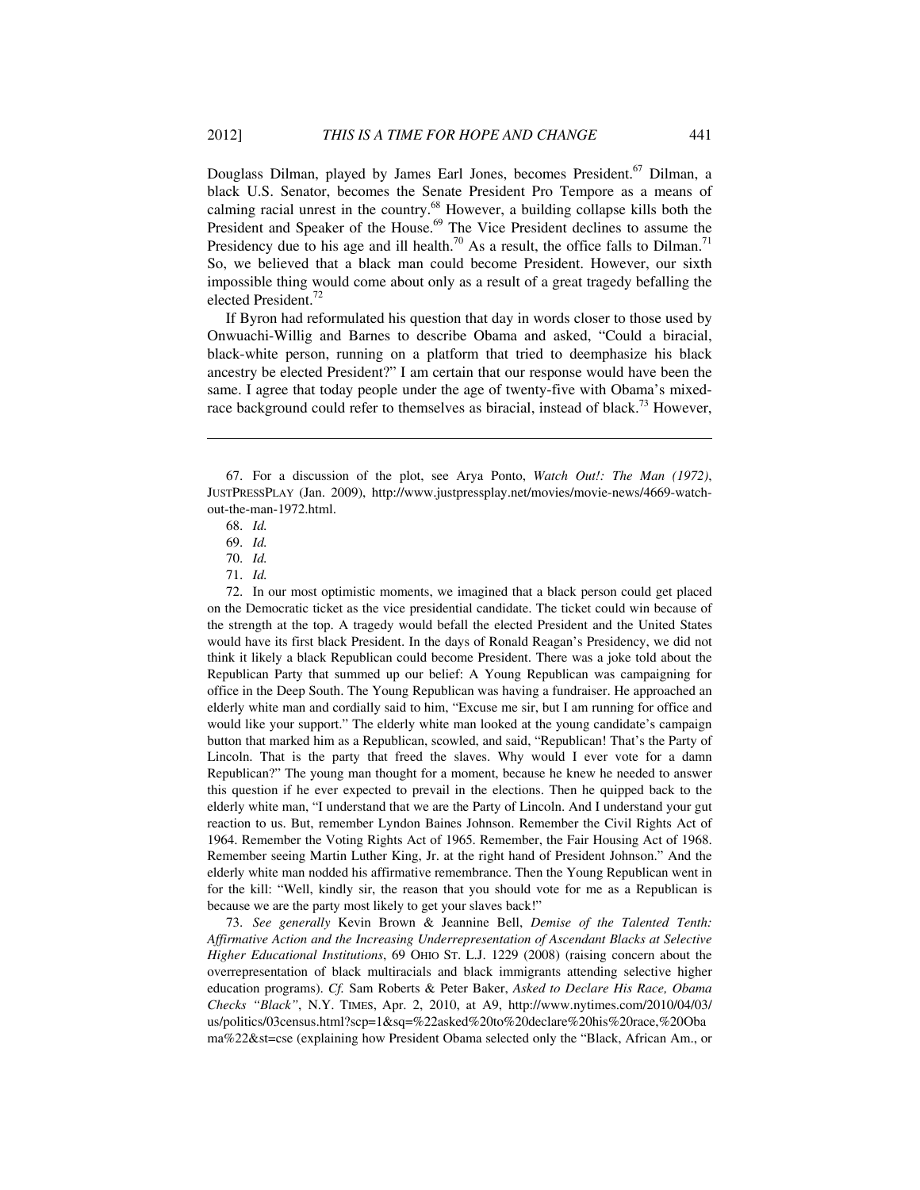Douglass Dilman, played by James Earl Jones, becomes President.[67] Dilman, a black U.S. Senator, becomes the Senate President Pro Tempore as a means of calming racial unrest in the country.[68] However, a building collapse kills both the President and Speaker of the House.[69] The Vice President declines to assume the Presidency due to his age and ill health.[70] As a result, the office falls to Dilman.[71] So, we believed that a black man could become President. However, our sixth impossible thing would come about only as a result of a great tragedy befalling the elected President.[72]

If Byron had reformulated his question that day in words closer to those used by Onwuachi-Willig and Barnes to describe Obama and asked, "Could a biracial, black-white person, running on a platform that tried to deemphasize his black ancestry be elected President?" I am certain that our response would have been the same. I agree that today people under the age of twenty-five with Obama's mixed-race background could refer to themselves as biracial, instead of black.[73] However,

---

67. For a discussion of the plot, see Arya Ponto, *Watch Out!: The Man (1972)*, JUSTPRESSPLAY (Jan. 2009), http://www.justpressplay.net/movies/movie-news/4669-watch-out-the-man-1972.html.

68. *Id.*

69. *Id.*

70. *Id.*

71. *Id.*

72. In our most optimistic moments, we imagined that a black person could get placed on the Democratic ticket as the vice presidential candidate. The ticket could win because of the strength at the top. A tragedy would befall the elected President and the United States would have its first black President. In the days of Ronald Reagan's Presidency, we did not think it likely a black Republican could become President. There was a joke told about the Republican Party that summed up our belief: A Young Republican was campaigning for office in the Deep South. The Young Republican was having a fundraiser. He approached an elderly white man and cordially said to him, "Excuse me sir, but I am running for office and would like your support." The elderly white man looked at the young candidate's campaign button that marked him as a Republican, scowled, and said, "Republican! That's the Party of Lincoln. That is the party that freed the slaves. Why would I ever vote for a damn Republican?" The young man thought for a moment, because he knew he needed to answer this question if he ever expected to prevail in the elections. Then he quipped back to the elderly white man, "I understand that we are the Party of Lincoln. And I understand your gut reaction to us. But, remember Lyndon Baines Johnson. Remember the Civil Rights Act of 1964. Remember the Voting Rights Act of 1965. Remember, the Fair Housing Act of 1968. Remember seeing Martin Luther King, Jr. at the right hand of President Johnson." And the elderly white man nodded his affirmative remembrance. Then the Young Republican went in for the kill: "Well, kindly sir, the reason that you should vote for me as a Republican is because we are the party most likely to get your slaves back!"

73. *See generally* Kevin Brown & Jeannine Bell, *Demise of the Talented Tenth: Affirmative Action and the Increasing Underrepresentation of Ascendant Blacks at Selective Higher Educational Institutions*, 69 OHIO ST. L.J. 1229 (2008) (raising concern about the overrepresentation of black multiracials and black immigrants attending selective higher education programs). *Cf.* Sam Roberts & Peter Baker, *Asked to Declare His Race, Obama Checks "Black"*, N.Y. TIMES, Apr. 2, 2010, at A9, http://www.nytimes.com/2010/04/03/us/politics/03census.html?scp=1&sq=%22asked%20to%20declare%20his%20race,%20Obama%22&st=cse (explaining how President Obama selected only the "Black, African Am., or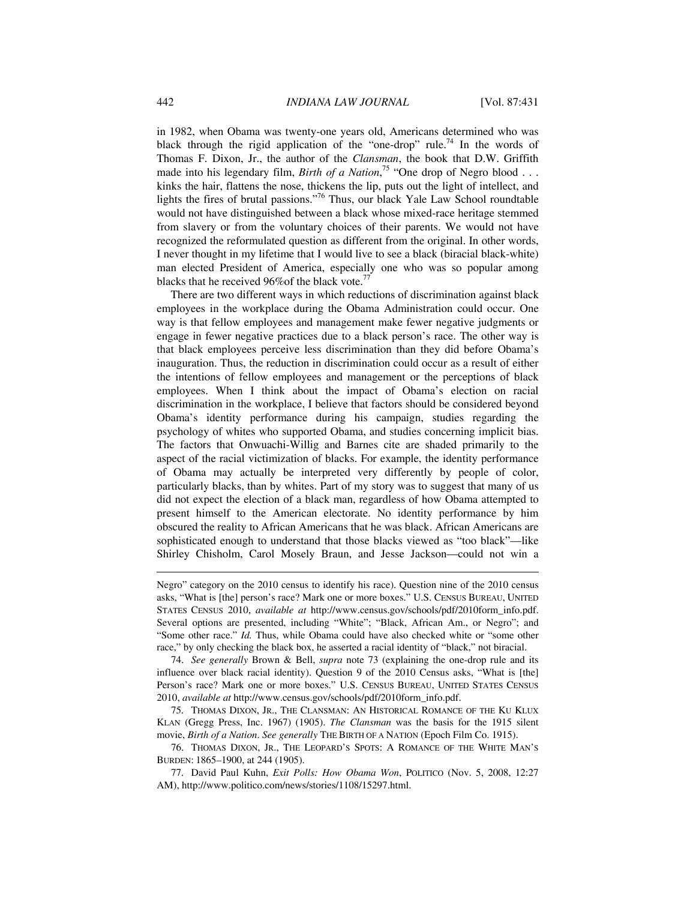in 1982, when Obama was twenty-one years old, Americans determined who was black through the rigid application of the "one-drop" rule.[74] In the words of Thomas F. Dixon, Jr., the author of the *Clansman*, the book that D.W. Griffith made into his legendary film, *Birth of a Nation*,[75] "One drop of Negro blood . . . kinks the hair, flattens the nose, thickens the lip, puts out the light of intellect, and lights the fires of brutal passions."[76] Thus, our black Yale Law School roundtable would not have distinguished between a black whose mixed-race heritage stemmed from slavery or from the voluntary choices of their parents. We would not have recognized the reformulated question as different from the original. In other words, I never thought in my lifetime that I would live to see a black (biracial black-white) man elected President of America, especially one who was so popular among blacks that he received 96%of the black vote.[77]

There are two different ways in which reductions of discrimination against black employees in the workplace during the Obama Administration could occur. One way is that fellow employees and management make fewer negative judgments or engage in fewer negative practices due to a black person's race. The other way is that black employees perceive less discrimination than they did before Obama's inauguration. Thus, the reduction in discrimination could occur as a result of either the intentions of fellow employees and management or the perceptions of black employees. When I think about the impact of Obama's election on racial discrimination in the workplace, I believe that factors should be considered beyond Obama's identity performance during his campaign, studies regarding the psychology of whites who supported Obama, and studies concerning implicit bias. The factors that Onwuachi-Willig and Barnes cite are shaded primarily to the aspect of the racial victimization of blacks. For example, the identity performance of Obama may actually be interpreted very differently by people of color, particularly blacks, than by whites. Part of my story was to suggest that many of us did not expect the election of a black man, regardless of how Obama attempted to present himself to the American electorate. No identity performance by him obscured the reality to African Americans that he was black. African Americans are sophisticated enough to understand that those blacks viewed as "too black"—like Shirley Chisholm, Carol Mosely Braun, and Jesse Jackson—could not win a

---

Negro" category on the 2010 census to identify his race). Question nine of the 2010 census asks, "What is [the] person's race? Mark one or more boxes." U.S. CENSUS BUREAU, UNITED STATES CENSUS 2010, *available at* http://www.census.gov/schools/pdf/2010form_info.pdf. Several options are presented, including "White"; "Black, African Am., or Negro"; and "Some other race." *Id.* Thus, while Obama could have also checked white or "some other race," by only checking the black box, he asserted a racial identity of "black," not biracial.

74. *See generally* Brown & Bell, *supra* note 73 (explaining the one-drop rule and its influence over black racial identity). Question 9 of the 2010 Census asks, "What is [the] Person's race? Mark one or more boxes." U.S. CENSUS BUREAU, UNITED STATES CENSUS 2010, *available at* http://www.census.gov/schools/pdf/2010form_info.pdf.

75. THOMAS DIXON, JR., THE CLANSMAN: AN HISTORICAL ROMANCE OF THE KU KLUX KLAN (Gregg Press, Inc. 1967) (1905). *The Clansman* was the basis for the 1915 silent movie, *Birth of a Nation*. *See generally* THE BIRTH OF A NATION (Epoch Film Co. 1915).

76. THOMAS DIXON, JR., THE LEOPARD'S SPOTS: A ROMANCE OF THE WHITE MAN'S BURDEN: 1865–1900, at 244 (1905).

77. David Paul Kuhn, *Exit Polls: How Obama Won*, POLITICO (Nov. 5, 2008, 12:27 AM), http://www.politico.com/news/stories/1108/15297.html.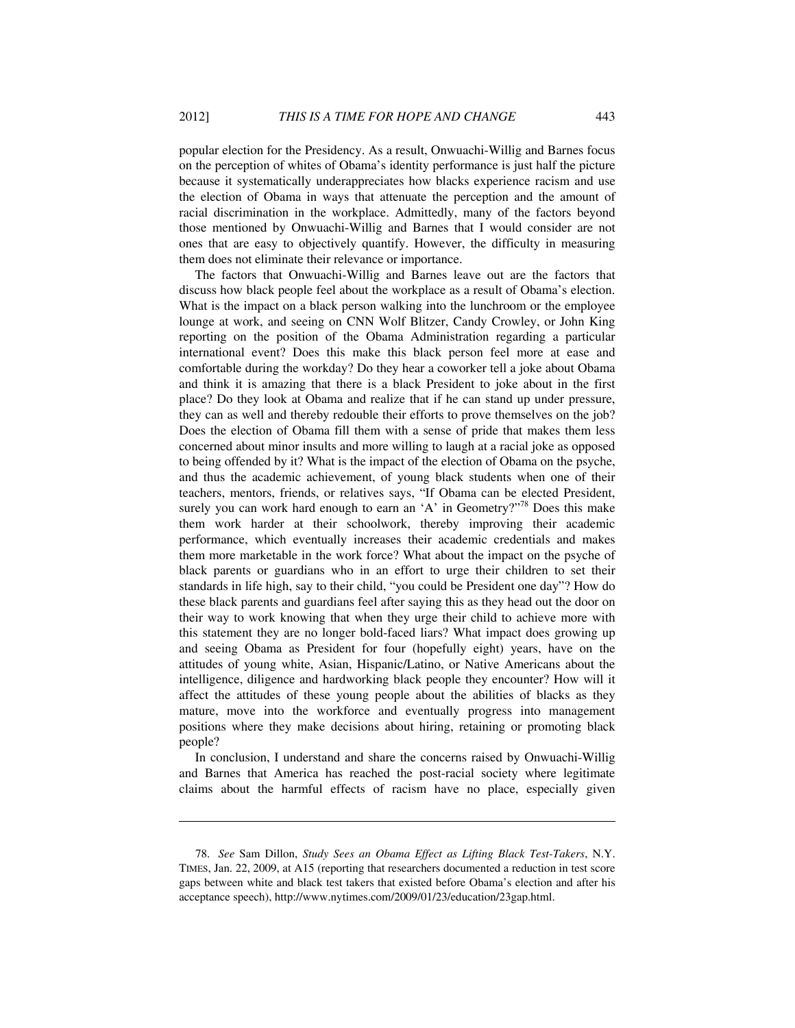popular election for the Presidency. As a result, Onwuachi-Willig and Barnes focus on the perception of whites of Obama's identity performance is just half the picture because it systematically underappreciates how blacks experience racism and use the election of Obama in ways that attenuate the perception and the amount of racial discrimination in the workplace. Admittedly, many of the factors beyond those mentioned by Onwuachi-Willig and Barnes that I would consider are not ones that are easy to objectively quantify. However, the difficulty in measuring them does not eliminate their relevance or importance.

The factors that Onwuachi-Willig and Barnes leave out are the factors that discuss how black people feel about the workplace as a result of Obama's election. What is the impact on a black person walking into the lunchroom or the employee lounge at work, and seeing on CNN Wolf Blitzer, Candy Crowley, or John King reporting on the position of the Obama Administration regarding a particular international event? Does this make this black person feel more at ease and comfortable during the workday? Do they hear a coworker tell a joke about Obama and think it is amazing that there is a black President to joke about in the first place? Do they look at Obama and realize that if he can stand up under pressure, they can as well and thereby redouble their efforts to prove themselves on the job? Does the election of Obama fill them with a sense of pride that makes them less concerned about minor insults and more willing to laugh at a racial joke as opposed to being offended by it? What is the impact of the election of Obama on the psyche, and thus the academic achievement, of young black students when one of their teachers, mentors, friends, or relatives says, "If Obama can be elected President, surely you can work hard enough to earn an 'A' in Geometry?"[78] Does this make them work harder at their schoolwork, thereby improving their academic performance, which eventually increases their academic credentials and makes them more marketable in the work force? What about the impact on the psyche of black parents or guardians who in an effort to urge their children to set their standards in life high, say to their child, "you could be President one day"? How do these black parents and guardians feel after saying this as they head out the door on their way to work knowing that when they urge their child to achieve more with this statement they are no longer bold-faced liars? What impact does growing up and seeing Obama as President for four (hopefully eight) years, have on the attitudes of young white, Asian, Hispanic/Latino, or Native Americans about the intelligence, diligence and hardworking black people they encounter? How will it affect the attitudes of these young people about the abilities of blacks as they mature, move into the workforce and eventually progress into management positions where they make decisions about hiring, retaining or promoting black people?

In conclusion, I understand and share the concerns raised by Onwuachi-Willig and Barnes that America has reached the post-racial society where legitimate claims about the harmful effects of racism have no place, especially given

---

78. *See* Sam Dillon, *Study Sees an Obama Effect as Lifting Black Test-Takers*, N.Y. TIMES, Jan. 22, 2009, at A15 (reporting that researchers documented a reduction in test score gaps between white and black test takers that existed before Obama's election and after his acceptance speech), http://www.nytimes.com/2009/01/23/education/23gap.html.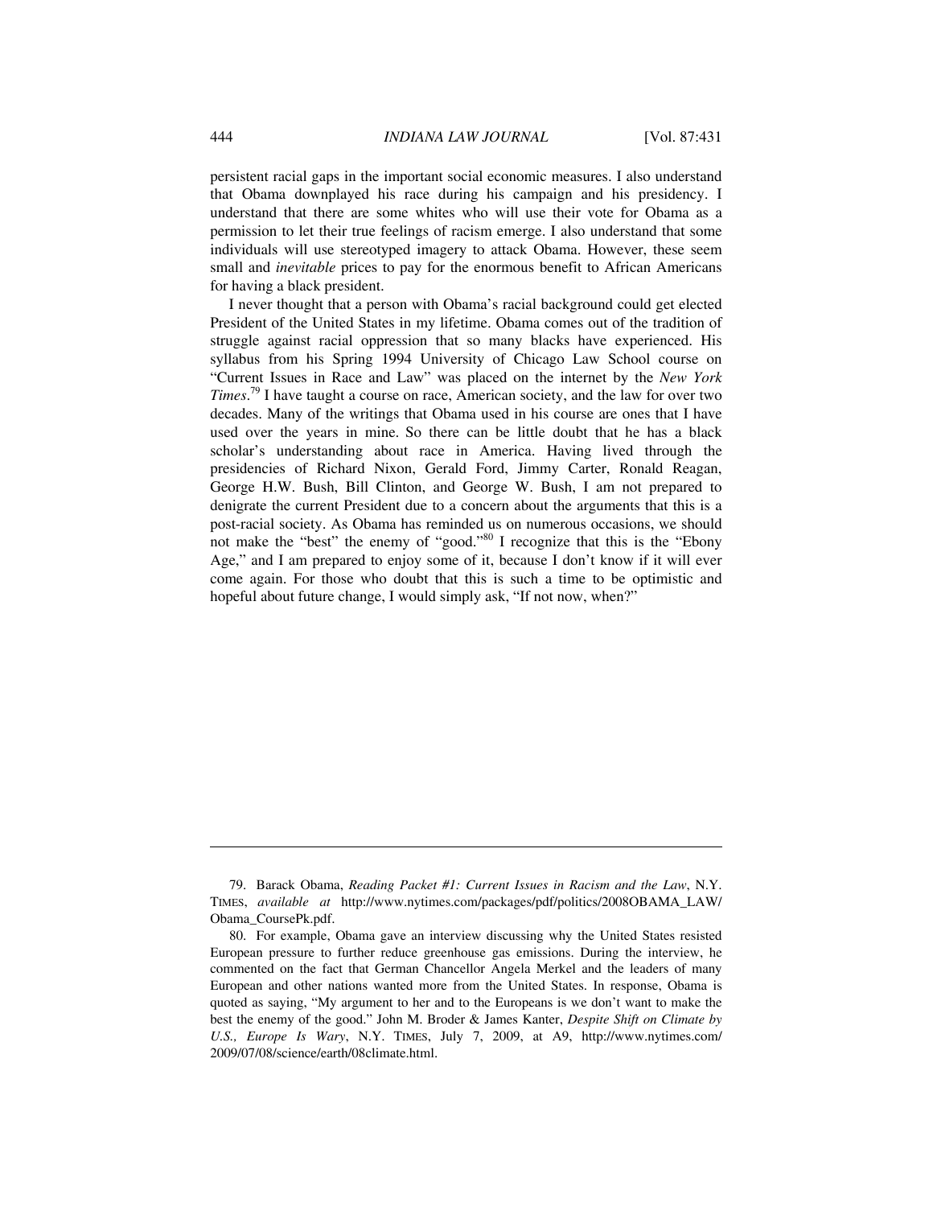persistent racial gaps in the important social economic measures. I also understand that Obama downplayed his race during his campaign and his presidency. I understand that there are some whites who will use their vote for Obama as a permission to let their true feelings of racism emerge. I also understand that some individuals will use stereotyped imagery to attack Obama. However, these seem small and *inevitable* prices to pay for the enormous benefit to African Americans for having a black president.

I never thought that a person with Obama's racial background could get elected President of the United States in my lifetime. Obama comes out of the tradition of struggle against racial oppression that so many blacks have experienced. His syllabus from his Spring 1994 University of Chicago Law School course on "Current Issues in Race and Law" was placed on the internet by the *New York Times*.[79] I have taught a course on race, American society, and the law for over two decades. Many of the writings that Obama used in his course are ones that I have used over the years in mine. So there can be little doubt that he has a black scholar's understanding about race in America. Having lived through the presidencies of Richard Nixon, Gerald Ford, Jimmy Carter, Ronald Reagan, George H.W. Bush, Bill Clinton, and George W. Bush, I am not prepared to denigrate the current President due to a concern about the arguments that this is a post-racial society. As Obama has reminded us on numerous occasions, we should not make the "best" the enemy of "good."[80] I recognize that this is the "Ebony Age," and I am prepared to enjoy some of it, because I don't know if it will ever come again. For those who doubt that this is such a time to be optimistic and hopeful about future change, I would simply ask, "If not now, when?"

---

79. Barack Obama, *Reading Packet #1: Current Issues in Racism and the Law*, N.Y. TIMES, *available at* http://www.nytimes.com/packages/pdf/politics/2008OBAMA_LAW/Obama_CoursePk.pdf.

80. For example, Obama gave an interview discussing why the United States resisted European pressure to further reduce greenhouse gas emissions. During the interview, he commented on the fact that German Chancellor Angela Merkel and the leaders of many European and other nations wanted more from the United States. In response, Obama is quoted as saying, "My argument to her and to the Europeans is we don't want to make the best the enemy of the good." John M. Broder & James Kanter, *Despite Shift on Climate by U.S., Europe Is Wary*, N.Y. TIMES, July 7, 2009, at A9, http://www.nytimes.com/2009/07/08/science/earth/08climate.html.